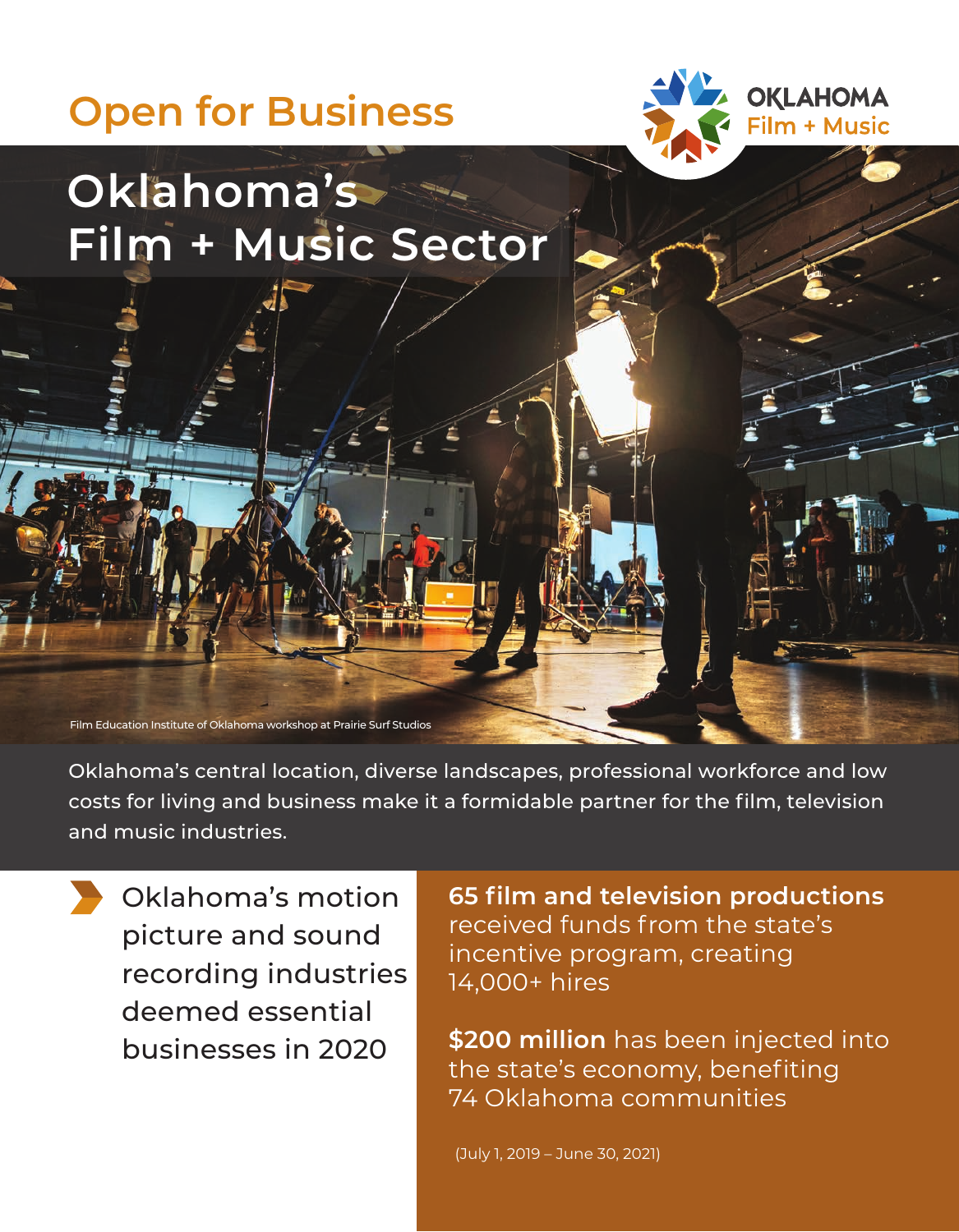# Open for Business

OKLAHOMA
Film + Music

## Oklahoma's Film + Music Sector

Film Education Institute of Oklahoma workshop at Prairie Surf Studios

Oklahoma's central location, diverse landscapes, professional workforce and low costs for living and business make it a formidable partner for the film, television and music industries.

Oklahoma's motion picture and sound recording industries deemed essential businesses in 2020

**65 film and television productions** received funds from the state's incentive program, creating 14,000+ hires

**$200 million** has been injected into the state's economy, benefiting 74 Oklahoma communities

(July 1, 2019 – June 30, 2021)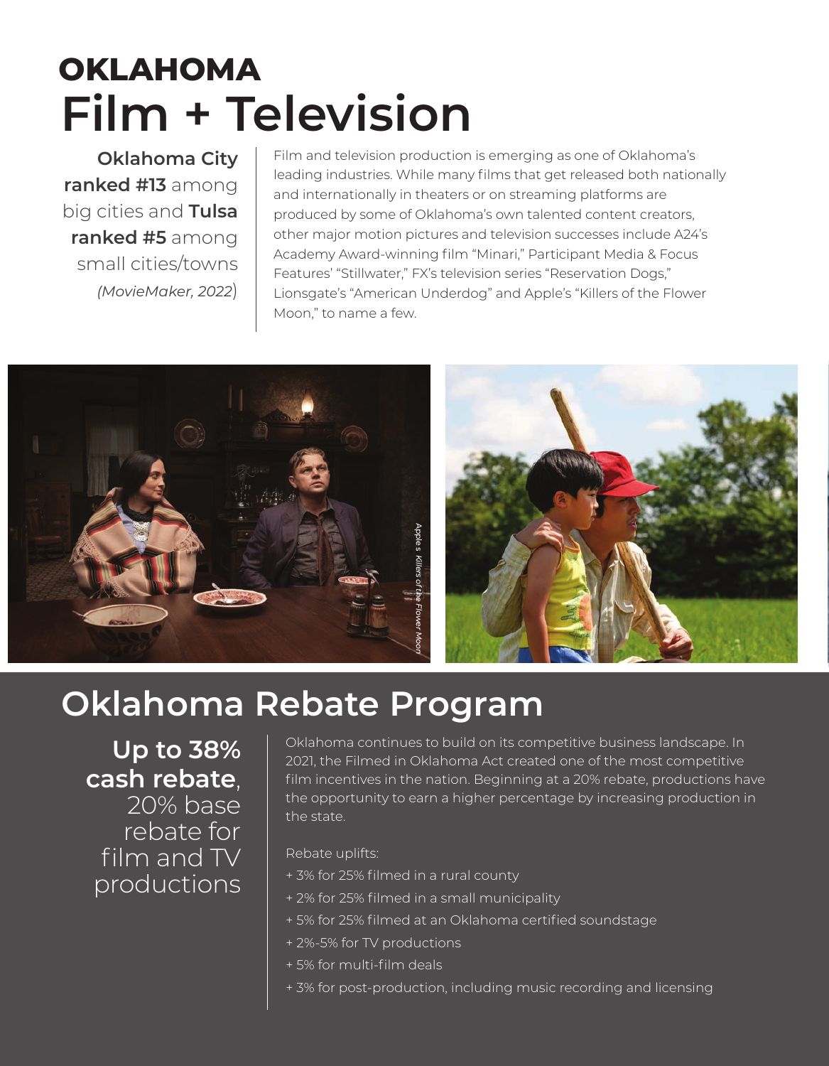# OKLAHOMA
# Film + Television

**Oklahoma City ranked #13** among big cities and **Tulsa ranked #5** among small cities/towns *(MovieMaker, 2022)*

Film and television production is emerging as one of Oklahoma's leading industries. While many films that get released both nationally and internationally in theaters or on streaming platforms are produced by some of Oklahoma's own talented content creators, other major motion pictures and television successes include A24's Academy Award-winning film "Minari," Participant Media & Focus Features' "Stillwater," FX's television series "Reservation Dogs," Lionsgate's "American Underdog" and Apple's "Killers of the Flower Moon," to name a few.

Apple's *Killers of the Flower Moon*

## Oklahoma Rebate Program

**Up to 38% cash rebate**, 20% base rebate for film and TV productions

Oklahoma continues to build on its competitive business landscape. In 2021, the Filmed in Oklahoma Act created one of the most competitive film incentives in the nation. Beginning at a 20% rebate, productions have the opportunity to earn a higher percentage by increasing production in the state.

Rebate uplifts:

- + 3% for 25% filmed in a rural county
- + 2% for 25% filmed in a small municipality
- + 5% for 25% filmed at an Oklahoma certified soundstage
- + 2%-5% for TV productions
- + 5% for multi-film deals
- + 3% for post-production, including music recording and licensing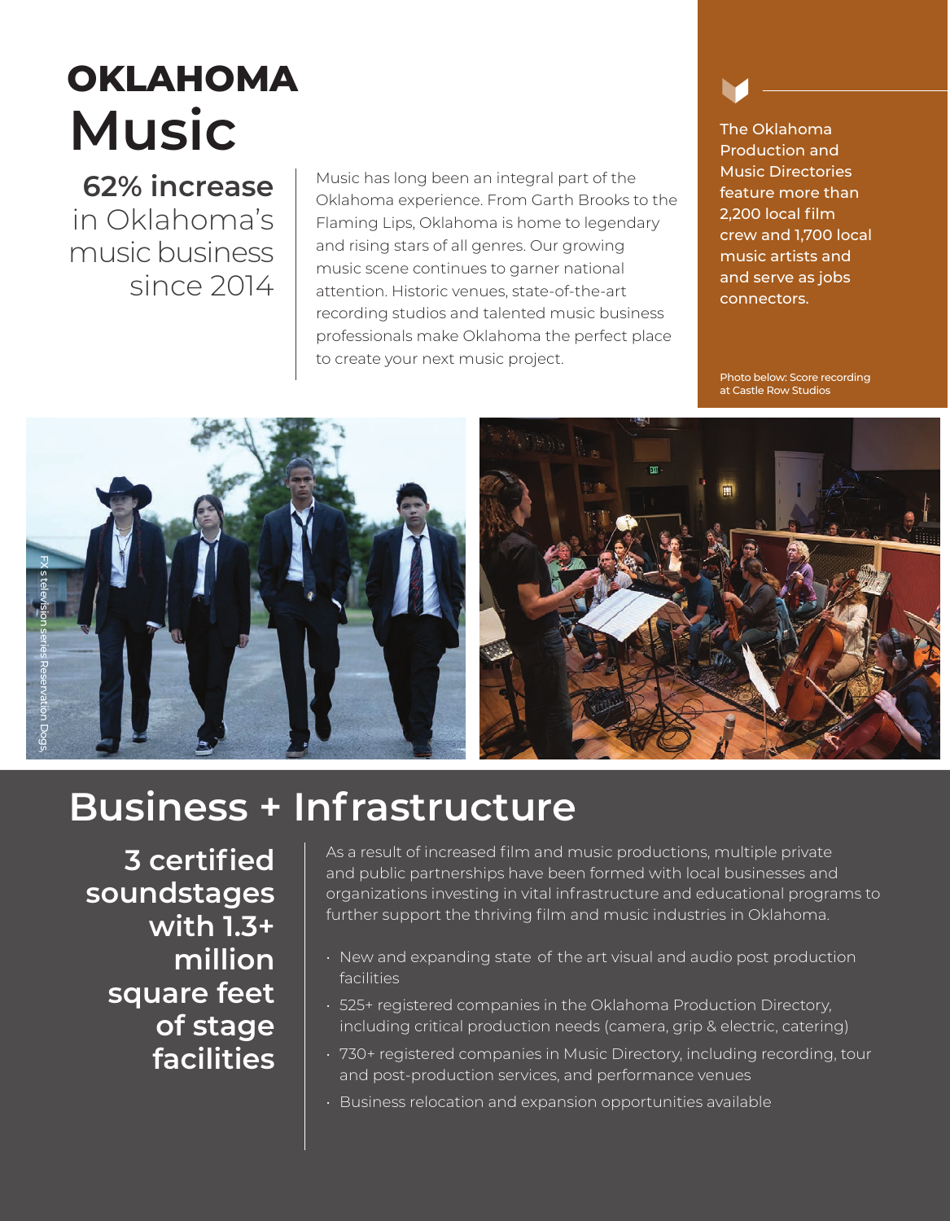# OKLAHOMA Music

**62% increase** in Oklahoma's music business since 2014

Music has long been an integral part of the Oklahoma experience. From Garth Brooks to the Flaming Lips, Oklahoma is home to legendary and rising stars of all genres. Our growing music scene continues to garner national attention. Historic venues, state-of-the-art recording studios and talented music business professionals make Oklahoma the perfect place to create your next music project.

The Oklahoma Production and Music Directories feature more than 2,200 local film crew and 1,700 local music artists and and serve as jobs connectors.

Photo below: Score recording at Castle Row Studios

FX's television series Reservation Dogs.

## Business + Infrastructure

**3 certified soundstages with 1.3+ million square feet of stage facilities**

As a result of increased film and music productions, multiple private and public partnerships have been formed with local businesses and organizations investing in vital infrastructure and educational programs to further support the thriving film and music industries in Oklahoma.

- New and expanding state of the art visual and audio post production facilities
- 525+ registered companies in the Oklahoma Production Directory, including critical production needs (camera, grip & electric, catering)
- 730+ registered companies in Music Directory, including recording, tour and post-production services, and performance venues
- Business relocation and expansion opportunities available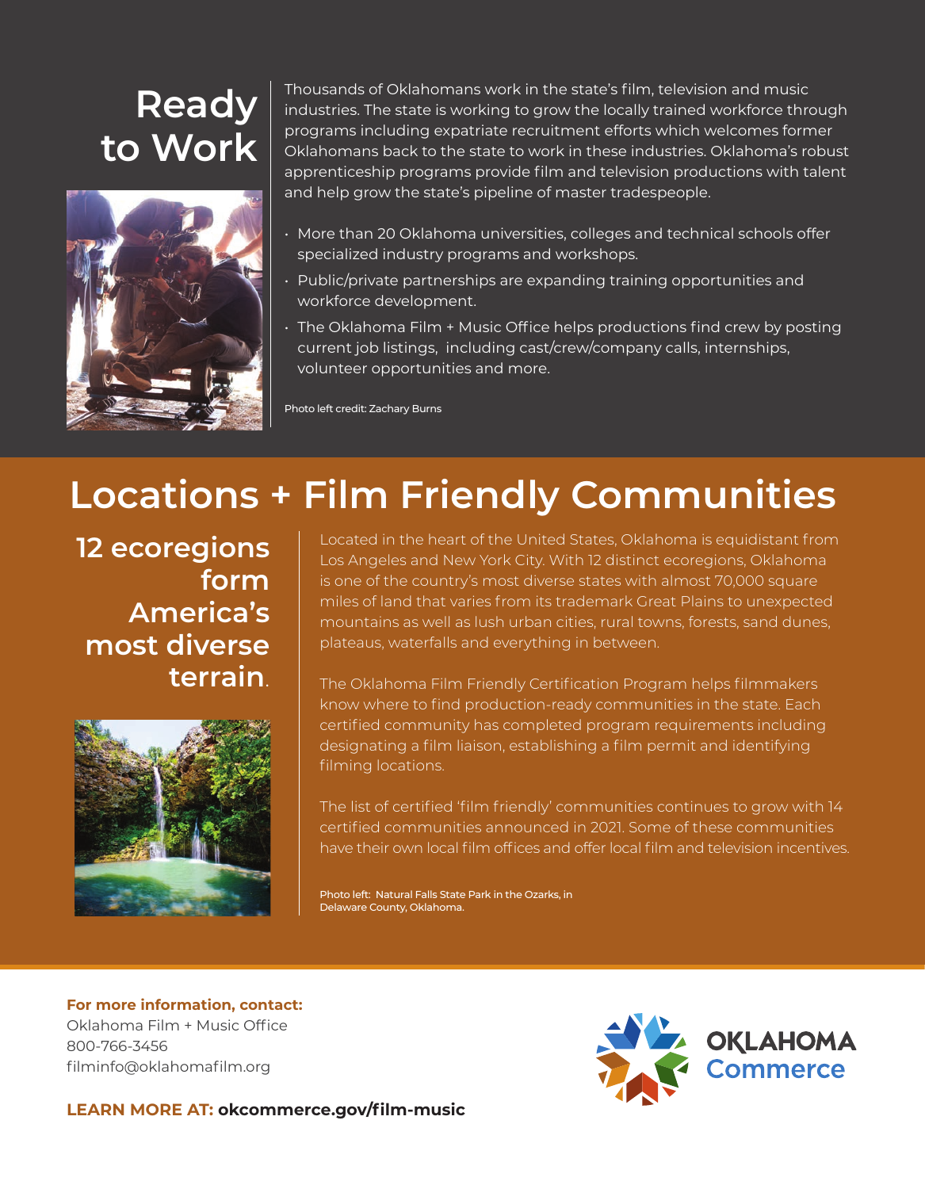# Ready to Work

Thousands of Oklahomans work in the state's film, television and music industries. The state is working to grow the locally trained workforce through programs including expatriate recruitment efforts which welcomes former Oklahomans back to the state to work in these industries. Oklahoma's robust apprenticeship programs provide film and television productions with talent and help grow the state's pipeline of master tradespeople.

- More than 20 Oklahoma universities, colleges and technical schools offer specialized industry programs and workshops.
- Public/private partnerships are expanding training opportunities and workforce development.
- The Oklahoma Film + Music Office helps productions find crew by posting current job listings, including cast/crew/company calls, internships, volunteer opportunities and more.

Photo left credit: Zachary Burns

# Locations + Film Friendly Communities

## 12 ecoregions form America's most diverse terrain.

Located in the heart of the United States, Oklahoma is equidistant from Los Angeles and New York City. With 12 distinct ecoregions, Oklahoma is one of the country's most diverse states with almost 70,000 square miles of land that varies from its trademark Great Plains to unexpected mountains as well as lush urban cities, rural towns, forests, sand dunes, plateaus, waterfalls and everything in between.

The Oklahoma Film Friendly Certification Program helps filmmakers know where to find production-ready communities in the state. Each certified community has completed program requirements including designating a film liaison, establishing a film permit and identifying filming locations.

The list of certified 'film friendly' communities continues to grow with 14 certified communities announced in 2021. Some of these communities have their own local film offices and offer local film and television incentives.

Photo left: Natural Falls State Park in the Ozarks, in Delaware County, Oklahoma.

**For more information, contact:**
Oklahoma Film + Music Office
800-766-3456
filminfo@oklahomafilm.org

**LEARN MORE AT: okcommerce.gov/film-music**

OKLAHOMA Commerce